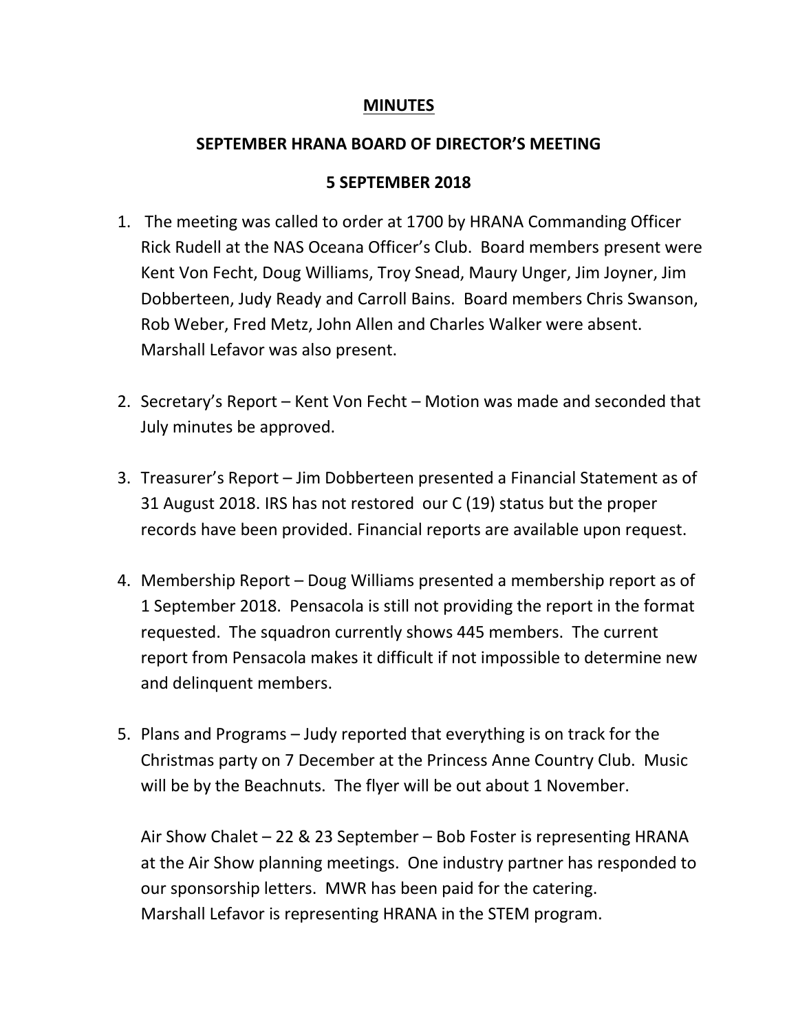# MINUTES

## SEPTEMBER HRANA BOARD OF DIRECTOR'S MEETING

## 5 SEPTEMBER 2018

1. The meeting was called to order at 1700 by HRANA Commanding Officer Rick Rudell at the NAS Oceana Officer's Club. Board members present were Kent Von Fecht, Doug Williams, Troy Snead, Maury Unger, Jim Joyner, Jim Dobberteen, Judy Ready and Carroll Bains. Board members Chris Swanson, Rob Weber, Fred Metz, John Allen and Charles Walker were absent. Marshall Lefavor was also present.

2. Secretary's Report – Kent Von Fecht – Motion was made and seconded that July minutes be approved.

3. Treasurer's Report – Jim Dobberteen presented a Financial Statement as of 31 August 2018. IRS has not restored our C (19) status but the proper records have been provided. Financial reports are available upon request.

4. Membership Report – Doug Williams presented a membership report as of 1 September 2018. Pensacola is still not providing the report in the format requested. The squadron currently shows 445 members. The current report from Pensacola makes it difficult if not impossible to determine new and delinquent members.

5. Plans and Programs – Judy reported that everything is on track for the Christmas party on 7 December at the Princess Anne Country Club. Music will be by the Beachnuts. The flyer will be out about 1 November.

   Air Show Chalet – 22 & 23 September – Bob Foster is representing HRANA at the Air Show planning meetings. One industry partner has responded to our sponsorship letters. MWR has been paid for the catering.
   Marshall Lefavor is representing HRANA in the STEM program.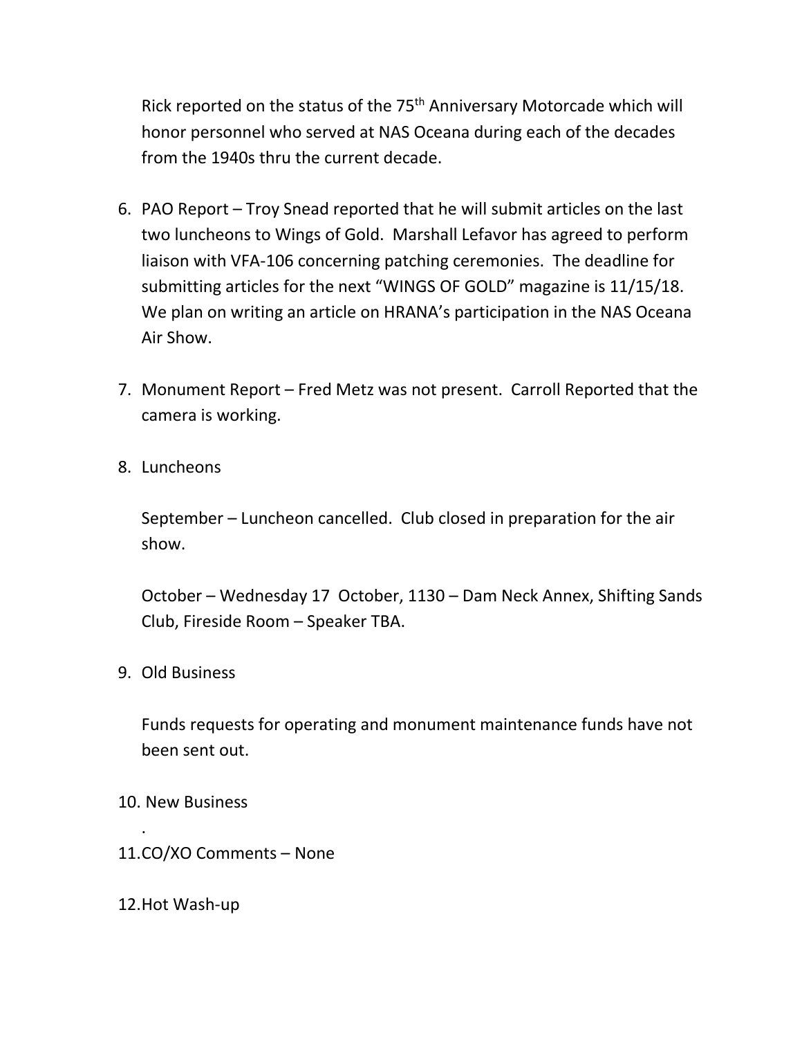Rick reported on the status of the 75th Anniversary Motorcade which will honor personnel who served at NAS Oceana during each of the decades from the 1940s thru the current decade.

6. PAO Report – Troy Snead reported that he will submit articles on the last two luncheons to Wings of Gold. Marshall Lefavor has agreed to perform liaison with VFA-106 concerning patching ceremonies. The deadline for submitting articles for the next "WINGS OF GOLD" magazine is 11/15/18. We plan on writing an article on HRANA's participation in the NAS Oceana Air Show.

7. Monument Report – Fred Metz was not present. Carroll Reported that the camera is working.

8. Luncheons

   September – Luncheon cancelled. Club closed in preparation for the air show.

   October – Wednesday 17 October, 1130 – Dam Neck Annex, Shifting Sands Club, Fireside Room – Speaker TBA.

9. Old Business

   Funds requests for operating and monument maintenance funds have not been sent out.

10. New Business

    .

11. CO/XO Comments – None

12. Hot Wash-up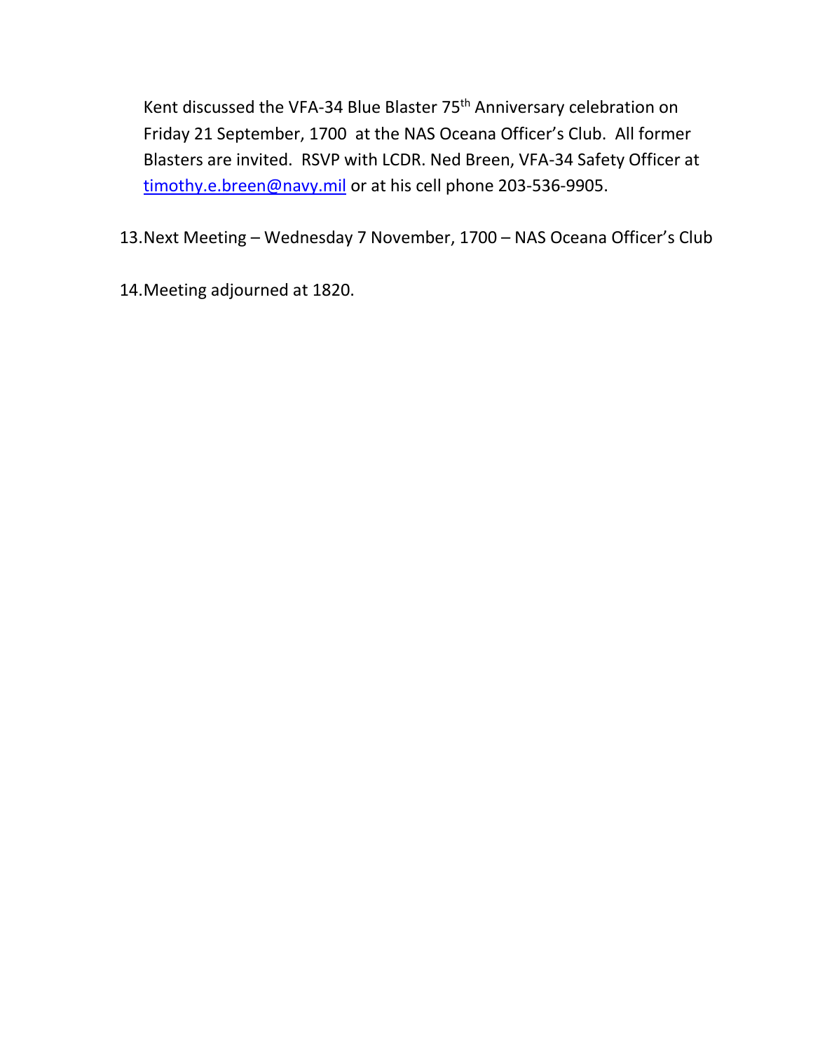Kent discussed the VFA-34 Blue Blaster 75th Anniversary celebration on Friday 21 September, 1700 at the NAS Oceana Officer's Club. All former Blasters are invited. RSVP with LCDR. Ned Breen, VFA-34 Safety Officer at timothy.e.breen@navy.mil or at his cell phone 203-536-9905.

13. Next Meeting – Wednesday 7 November, 1700 – NAS Oceana Officer's Club

14. Meeting adjourned at 1820.